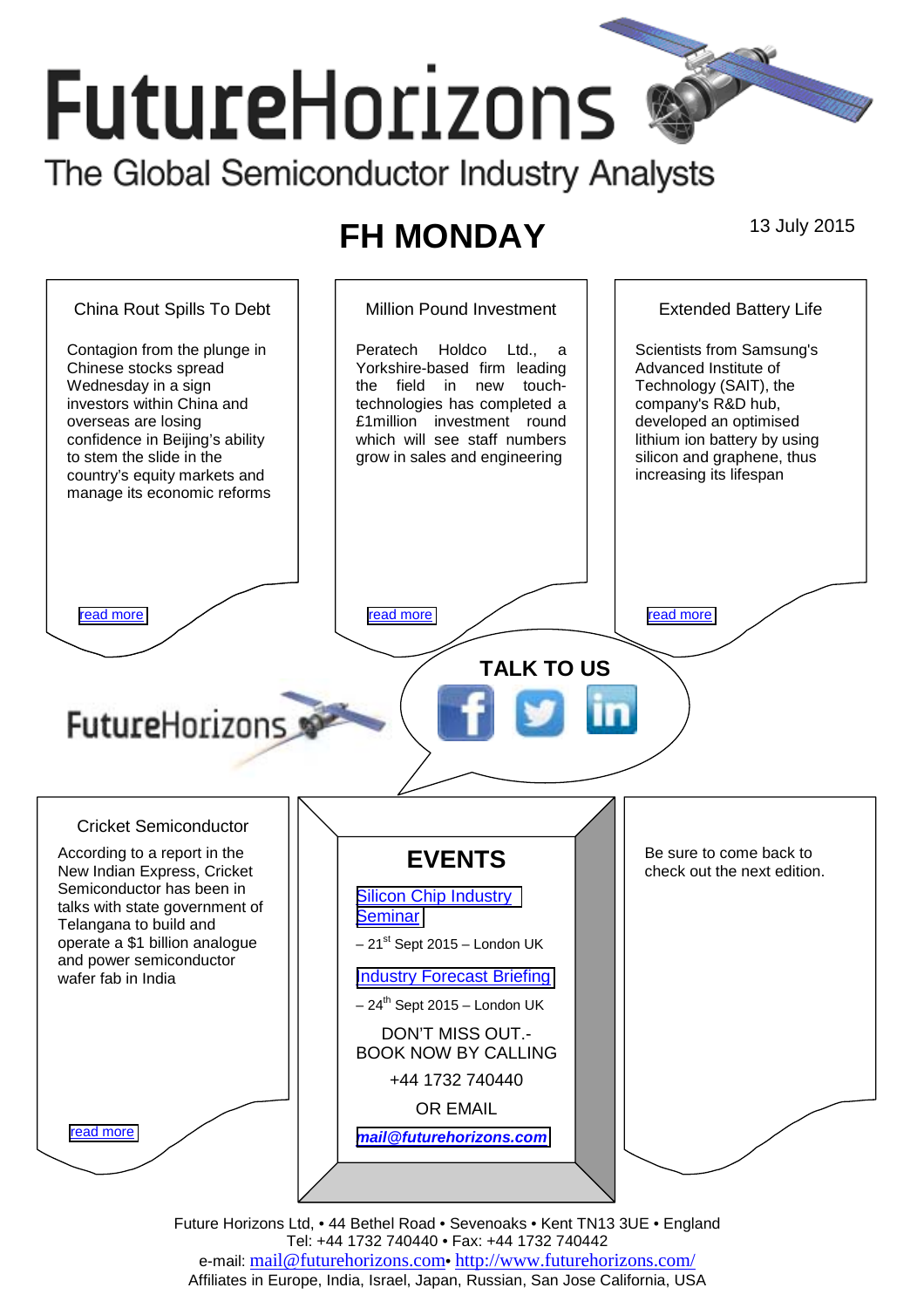# FutureHorizons

The Global Semiconductor Industry Analysts

## FH MONDAY

13 July 2015

### China Rout Spills To Debt

Contagion from the plunge in Chinese stocks spread Wednesday in a sign investors within China and overseas are losing confidence in Beijing's ability to stem the slide in the country's equity markets and manage its economic reforms

read more

### Million Pound Investment

Peratech Holdco Ltd., a Yorkshire-based firm leading the field in new touch-technologies has completed a £1million investment round which will see staff numbers grow in sales and engineering

read more

### Extended Battery Life

Scientists from Samsung's Advanced Institute of Technology (SAIT), the company's R&D hub, developed an optimised lithium ion battery by using silicon and graphene, thus increasing its lifespan

read more

**TALK TO US**

### Cricket Semiconductor

According to a report in the New Indian Express, Cricket Semiconductor has been in talks with state government of Telangana to build and operate a $1 billion analogue and power semiconductor wafer fab in India

read more

## EVENTS

Silicon Chip Industry Seminar

– 21st Sept 2015 – London UK

Industry Forecast Briefing

– 24th Sept 2015 – London UK

DON'T MISS OUT.- BOOK NOW BY CALLING

+44 1732 740440

OR EMAIL

***mail@futurehorizons.com***

Be sure to come back to check out the next edition.

Future Horizons Ltd, • 44 Bethel Road • Sevenoaks • Kent TN13 3UE • England
Tel: +44 1732 740440 • Fax: +44 1732 740442
e-mail: mail@futurehorizons.com• http://www.futurehorizons.com/
Affiliates in Europe, India, Israel, Japan, Russian, San Jose California, USA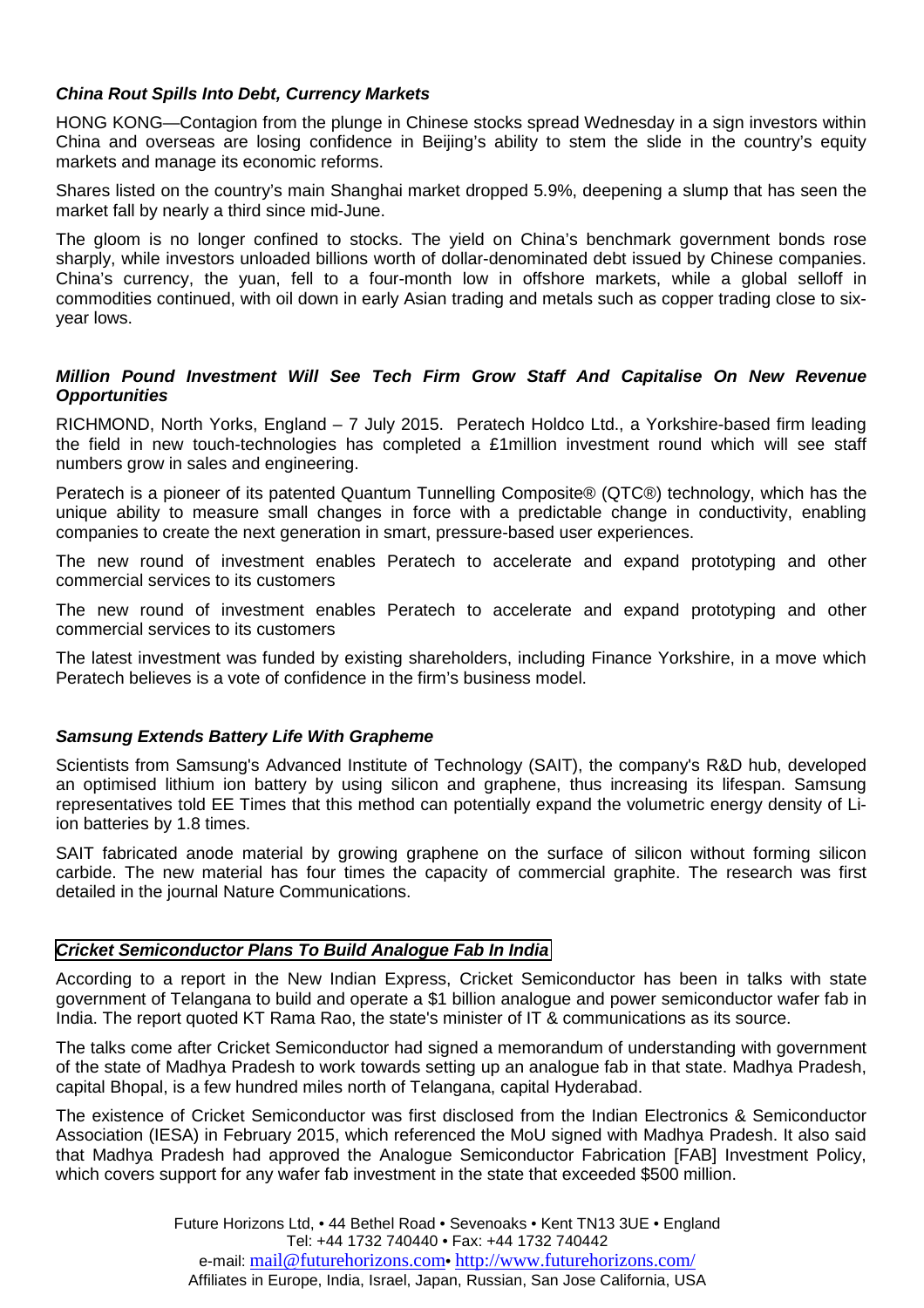### *China Rout Spills Into Debt, Currency Markets*

HONG KONG—Contagion from the plunge in Chinese stocks spread Wednesday in a sign investors within China and overseas are losing confidence in Beijing's ability to stem the slide in the country's equity markets and manage its economic reforms.

Shares listed on the country's main Shanghai market dropped 5.9%, deepening a slump that has seen the market fall by nearly a third since mid-June.

The gloom is no longer confined to stocks. The yield on China's benchmark government bonds rose sharply, while investors unloaded billions worth of dollar-denominated debt issued by Chinese companies. China's currency, the yuan, fell to a four-month low in offshore markets, while a global selloff in commodities continued, with oil down in early Asian trading and metals such as copper trading close to six-year lows.

### *Million Pound Investment Will See Tech Firm Grow Staff And Capitalise On New Revenue Opportunities*

RICHMOND, North Yorks, England – 7 July 2015. Peratech Holdco Ltd., a Yorkshire-based firm leading the field in new touch-technologies has completed a £1million investment round which will see staff numbers grow in sales and engineering.

Peratech is a pioneer of its patented Quantum Tunnelling Composite® (QTC®) technology, which has the unique ability to measure small changes in force with a predictable change in conductivity, enabling companies to create the next generation in smart, pressure-based user experiences.

The new round of investment enables Peratech to accelerate and expand prototyping and other commercial services to its customers

The new round of investment enables Peratech to accelerate and expand prototyping and other commercial services to its customers

The latest investment was funded by existing shareholders, including Finance Yorkshire, in a move which Peratech believes is a vote of confidence in the firm's business model.

### *Samsung Extends Battery Life With Grapheme*

Scientists from Samsung's Advanced Institute of Technology (SAIT), the company's R&D hub, developed an optimised lithium ion battery by using silicon and graphene, thus increasing its lifespan. Samsung representatives told EE Times that this method can potentially expand the volumetric energy density of Li-ion batteries by 1.8 times.

SAIT fabricated anode material by growing graphene on the surface of silicon without forming silicon carbide. The new material has four times the capacity of commercial graphite. The research was first detailed in the journal Nature Communications.

### *Cricket Semiconductor Plans To Build Analogue Fab In India*

According to a report in the New Indian Express, Cricket Semiconductor has been in talks with state government of Telangana to build and operate a $1 billion analogue and power semiconductor wafer fab in India. The report quoted KT Rama Rao, the state's minister of IT & communications as its source.

The talks come after Cricket Semiconductor had signed a memorandum of understanding with government of the state of Madhya Pradesh to work towards setting up an analogue fab in that state. Madhya Pradesh, capital Bhopal, is a few hundred miles north of Telangana, capital Hyderabad.

The existence of Cricket Semiconductor was first disclosed from the Indian Electronics & Semiconductor Association (IESA) in February 2015, which referenced the MoU signed with Madhya Pradesh. It also said that Madhya Pradesh had approved the Analogue Semiconductor Fabrication [FAB] Investment Policy, which covers support for any wafer fab investment in the state that exceeded $500 million.

Future Horizons Ltd, • 44 Bethel Road • Sevenoaks • Kent TN13 3UE • England
Tel: +44 1732 740440 • Fax: +44 1732 740442
e-mail: mail@futurehorizons.com• http://www.futurehorizons.com/
Affiliates in Europe, India, Israel, Japan, Russian, San Jose California, USA